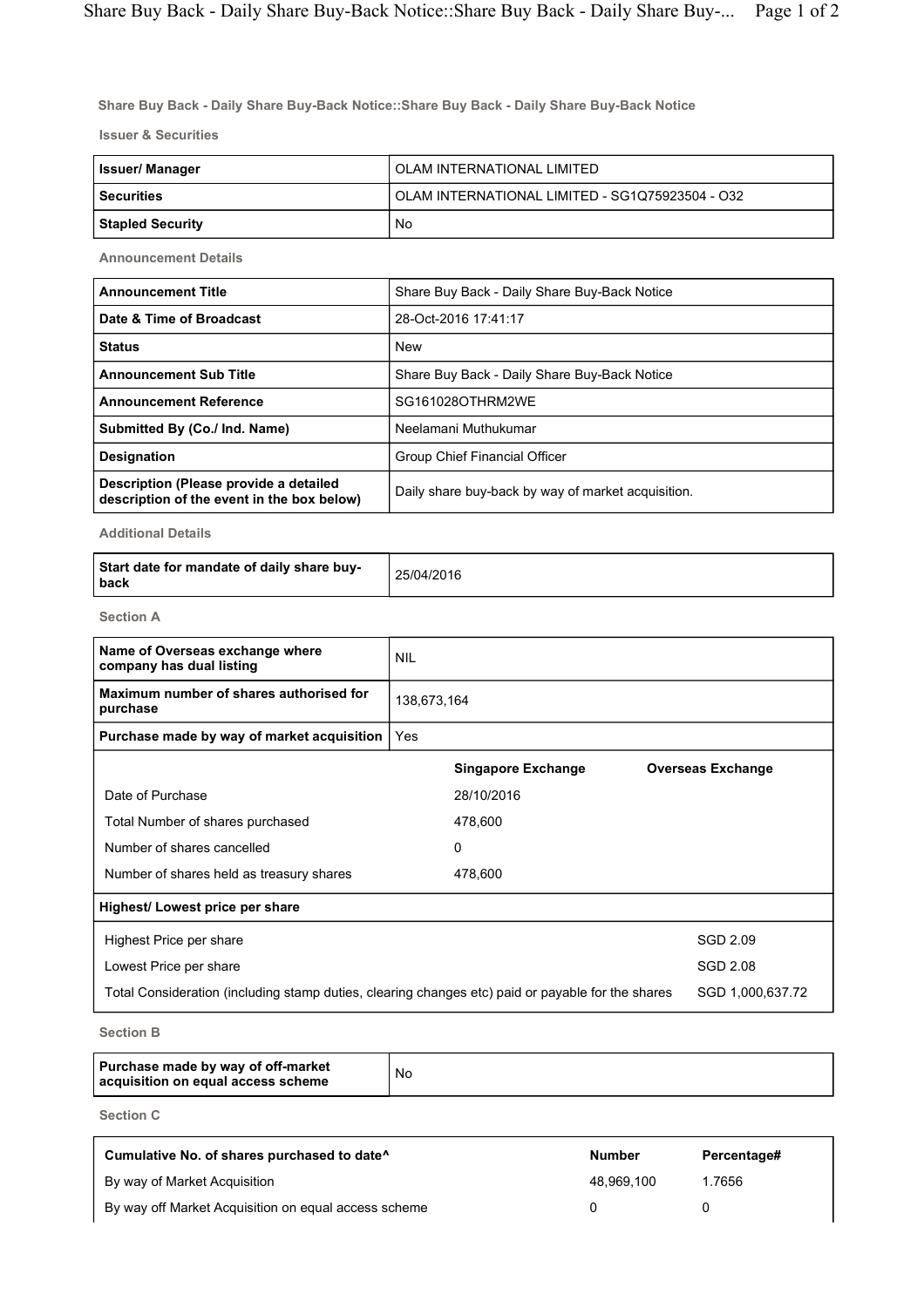## Share Buy Back - Daily Share Buy-Back Notice::Share Buy Back - Daily Share Buy-Back Notice

### Issuer & Securities

| | |
|---|---|
| **Issuer/ Manager** | OLAM INTERNATIONAL LIMITED |
| **Securities** | OLAM INTERNATIONAL LIMITED - SG1Q75923504 - O32 |
| **Stapled Security** | No |

### Announcement Details

| | |
|---|---|
| **Announcement Title** | Share Buy Back - Daily Share Buy-Back Notice |
| **Date & Time of Broadcast** | 28-Oct-2016 17:41:17 |
| **Status** | New |
| **Announcement Sub Title** | Share Buy Back - Daily Share Buy-Back Notice |
| **Announcement Reference** | SG161028OTHRM2WE |
| **Submitted By (Co./ Ind. Name)** | Neelamani Muthukumar |
| **Designation** | Group Chief Financial Officer |
| **Description (Please provide a detailed description of the event in the box below)** | Daily share buy-back by way of market acquisition. |

### Additional Details

| | |
|---|---|
| **Start date for mandate of daily share buy-back** | 25/04/2016 |

### Section A

| | |
|---|---|
| **Name of Overseas exchange where company has dual listing** | NIL |
| **Maximum number of shares authorised for purchase** | 138,673,164 |
| **Purchase made by way of market acquisition** | Yes |

| | **Singapore Exchange** | **Overseas Exchange** |
|---|---|---|
| Date of Purchase | 28/10/2016 | |
| Total Number of shares purchased | 478,600 | |
| Number of shares cancelled | 0 | |
| Number of shares held as treasury shares | 478,600 | |

| **Highest/ Lowest price per share** | |
|---|---|
| Highest Price per share | SGD 2.09 |
| Lowest Price per share | SGD 2.08 |
| Total Consideration (including stamp duties, clearing changes etc) paid or payable for the shares | SGD 1,000,637.72 |

### Section B

| | |
|---|---|
| **Purchase made by way of off-market acquisition on equal access scheme** | No |

### Section C

| **Cumulative No. of shares purchased to date^** | **Number** | **Percentage#** |
|---|---|---|
| By way of Market Acquisition | 48,969,100 | 1.7656 |
| By way off Market Acquisition on equal access scheme | 0 | 0 |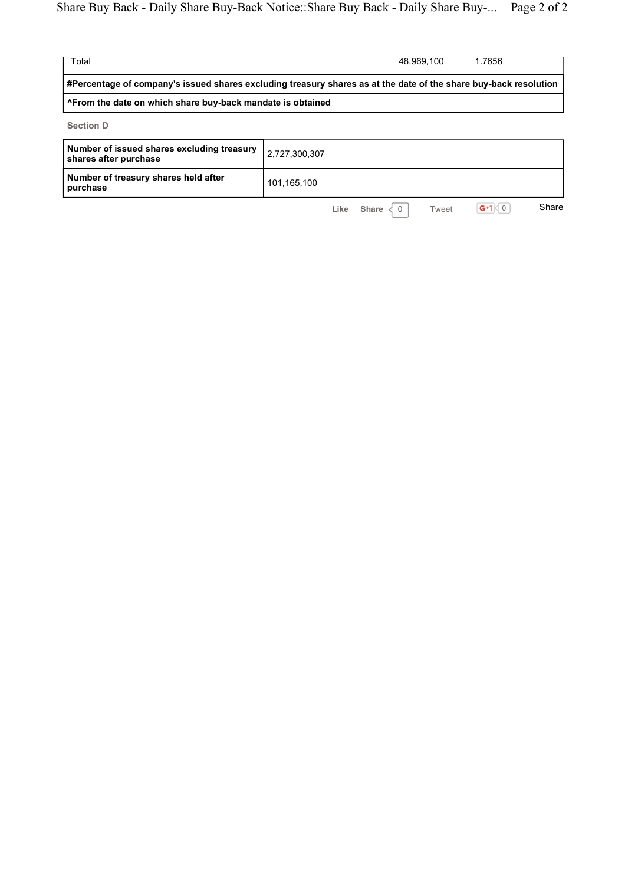| | | | |
|---|---|---|---|
| Total | | 48,969,100 | 1.7656 |
| #Percentage of company's issued shares excluding treasury shares as at the date of the share buy-back resolution | | | |
| ^From the date on which share buy-back mandate is obtained | | | |

**Section D**

| | |
|---|---|
| **Number of issued shares excluding treasury shares after purchase** | 2,727,300,307 |
| **Number of treasury shares held after purchase** | 101,165,100 |